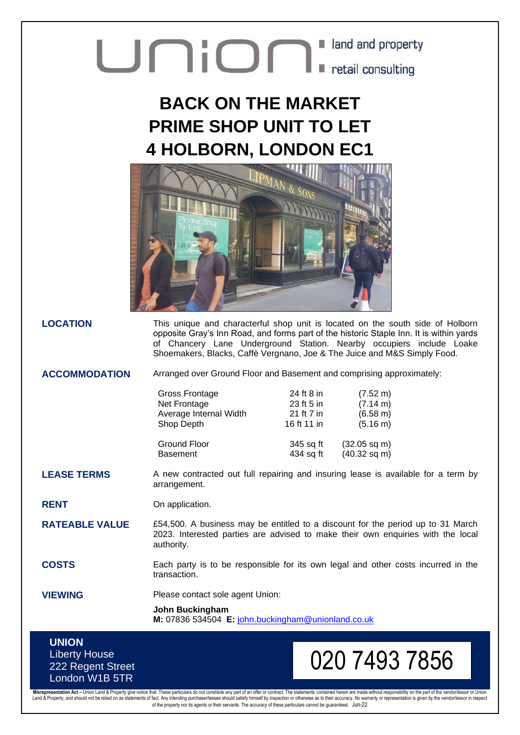Union ■ land and property ■ retail consulting

# BACK ON THE MARKET
# PRIME SHOP UNIT TO LET
# 4 HOLBORN, LONDON EC1

**LOCATION**

This unique and characterful shop unit is located on the south side of Holborn opposite Gray's Inn Road, and forms part of the historic Staple Inn. It is within yards of Chancery Lane Underground Station. Nearby occupiers include Loake Shoemakers, Blacks, Caffè Vergnano, Joe & The Juice and M&S Simply Food.

**ACCOMMODATION**

Arranged over Ground Floor and Basement and comprising approximately:

| | | |
|---|---|---|
| Gross Frontage | 24 ft 8 in | (7.52 m) |
| Net Frontage | 23 ft 5 in | (7.14 m) |
| Average Internal Width | 21 ft 7 in | (6.58 m) |
| Shop Depth | 16 ft 11 in | (5.16 m) |
| Ground Floor | 345 sq ft | (32.05 sq m) |
| Basement | 434 sq ft | (40.32 sq m) |

**LEASE TERMS**

A new contracted out full repairing and insuring lease is available for a term by arrangement.

**RENT**

On application.

**RATEABLE VALUE**

£54,500. A business may be entitled to a discount for the period up to 31 March 2023. Interested parties are advised to make their own enquiries with the local authority.

**COSTS**

Each party is to be responsible for its own legal and other costs incurred in the transaction.

**VIEWING**

Please contact sole agent Union:

**John Buckingham**
**M:** 07836 534504 **E:** john.buckingham@unionland.co.uk

**UNION**
Liberty House
222 Regent Street
London W1B 5TR

020 7493 7856

**Misrepresentation Act –** Union Land & Property give notice that: These particulars do not constitute any part of an offer or contract. The statements contained herein are made without responsibility on the part of the vendor/lessor or Union Land & Property, and should not be relied on as statements of fact. Any intending purchaser/lessee should satisfy himself by inspection or otherwise as to their accuracy. No warranty or representation is given by the vendor/lessor in respect of the property nor its agents or their servants. The accuracy of these particulars cannot be guaranteed. Jun-22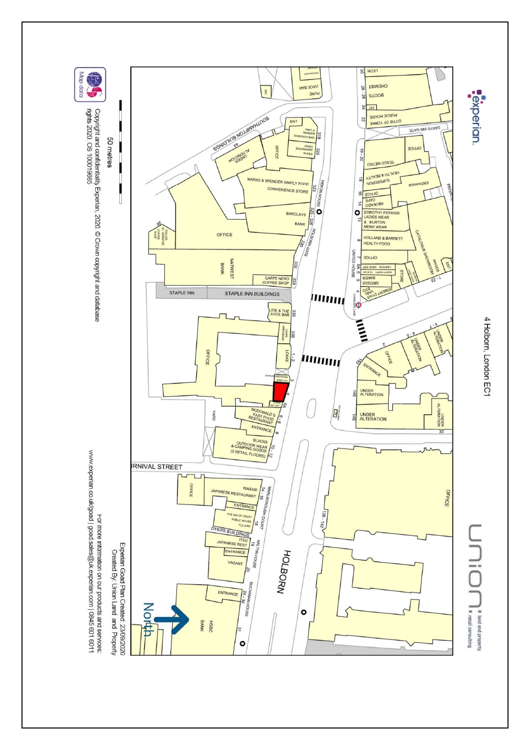# 4 Holborn, London EC1

experian.

union: land and property retail consulting

50 metres

Copyright and confidentiality Experian, 2020. © Crown copyright and database rights 2020. OS 100019885

Map data

Experian Goad Plan Created: 23/09/2020
Created By: Union Land and Property

For more information on our products and services:
www.experian.co.uk/goad | goad.sales@uk.experian.com | 0845 601 6011

North

HOLBORN